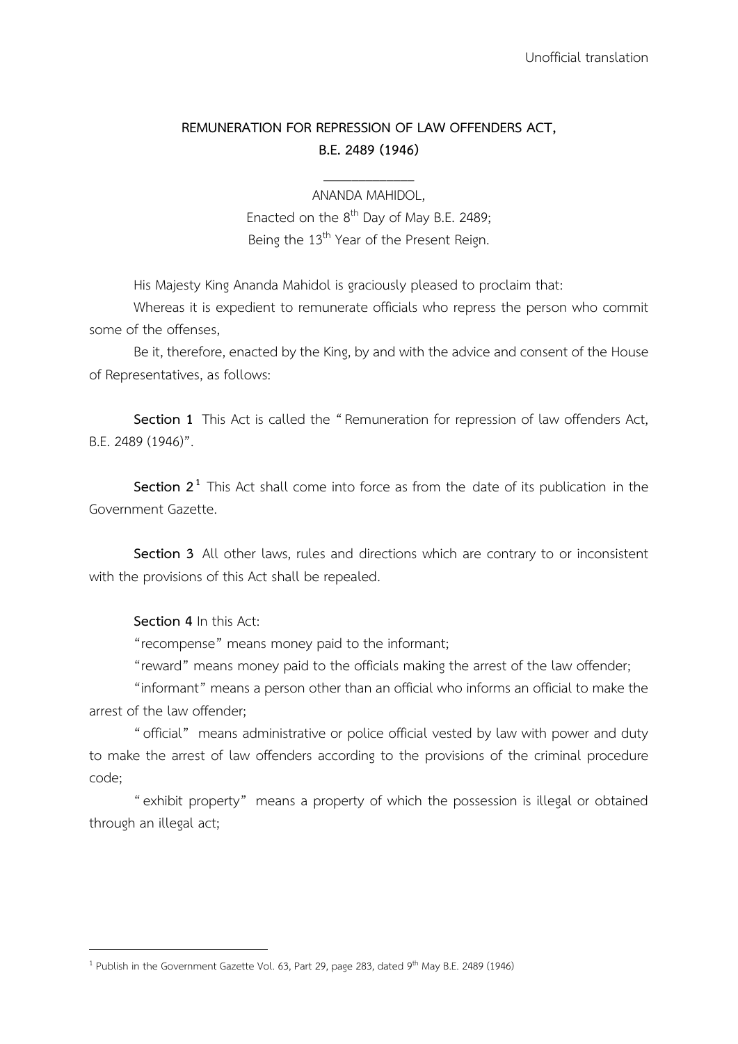Unofficial translation

# REMUNERATION FOR REPRESSION OF LAW OFFENDERS ACT, B.E. 2489 (1946)

---

ANANDA MAHIDOL,
Enacted on the 8th Day of May B.E. 2489;
Being the 13th Year of the Present Reign.

His Majesty King Ananda Mahidol is graciously pleased to proclaim that:

Whereas it is expedient to remunerate officials who repress the person who commit some of the offenses,

Be it, therefore, enacted by the King, by and with the advice and consent of the House of Representatives, as follows:

**Section 1** This Act is called the "Remuneration for repression of law offenders Act, B.E. 2489 (1946)".

**Section 2**[1] This Act shall come into force as from the date of its publication in the Government Gazette.

**Section 3** All other laws, rules and directions which are contrary to or inconsistent with the provisions of this Act shall be repealed.

**Section 4** In this Act:

"recompense" means money paid to the informant;

"reward" means money paid to the officials making the arrest of the law offender;

"informant" means a person other than an official who informs an official to make the arrest of the law offender;

"official" means administrative or police official vested by law with power and duty to make the arrest of law offenders according to the provisions of the criminal procedure code;

"exhibit property" means a property of which the possession is illegal or obtained through an illegal act;

---

[1] Publish in the Government Gazette Vol. 63, Part 29, page 283, dated 9th May B.E. 2489 (1946)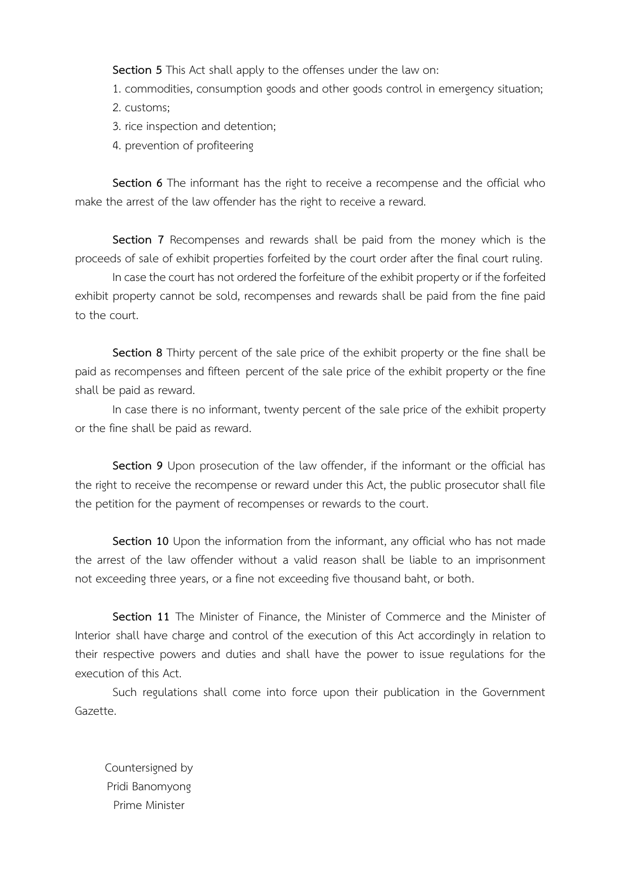**Section 5** This Act shall apply to the offenses under the law on:

1. commodities, consumption goods and other goods control in emergency situation;
2. customs;
3. rice inspection and detention;
4. prevention of profiteering

**Section 6** The informant has the right to receive a recompense and the official who make the arrest of the law offender has the right to receive a reward.

**Section 7** Recompenses and rewards shall be paid from the money which is the proceeds of sale of exhibit properties forfeited by the court order after the final court ruling.

In case the court has not ordered the forfeiture of the exhibit property or if the forfeited exhibit property cannot be sold, recompenses and rewards shall be paid from the fine paid to the court.

**Section 8** Thirty percent of the sale price of the exhibit property or the fine shall be paid as recompenses and fifteen percent of the sale price of the exhibit property or the fine shall be paid as reward.

In case there is no informant, twenty percent of the sale price of the exhibit property or the fine shall be paid as reward.

**Section 9** Upon prosecution of the law offender, if the informant or the official has the right to receive the recompense or reward under this Act, the public prosecutor shall file the petition for the payment of recompenses or rewards to the court.

**Section 10** Upon the information from the informant, any official who has not made the arrest of the law offender without a valid reason shall be liable to an imprisonment not exceeding three years, or a fine not exceeding five thousand baht, or both.

**Section 11** The Minister of Finance, the Minister of Commerce and the Minister of Interior shall have charge and control of the execution of this Act accordingly in relation to their respective powers and duties and shall have the power to issue regulations for the execution of this Act.

Such regulations shall come into force upon their publication in the Government Gazette.

Countersigned by
Pridi Banomyong
Prime Minister